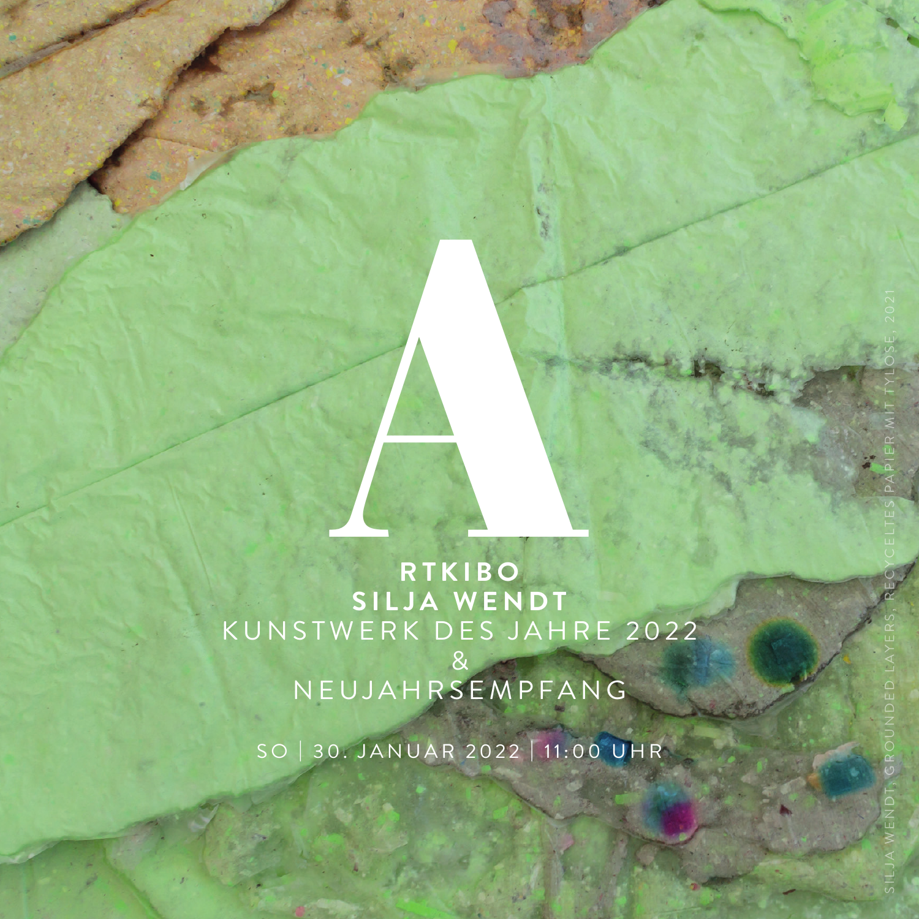# A

**RTKIBO**

**SILJA WENDT**

KUNSTWERK DES JAHRE 2022

&

NEUJAHRSEMPFANG

SO | 30. JANUAR 2022 | 11:00 UHR

SILJA WENDT, GROUNDED LAYERS, RECYCELTES PAPIER MIT TYLOSE, 2021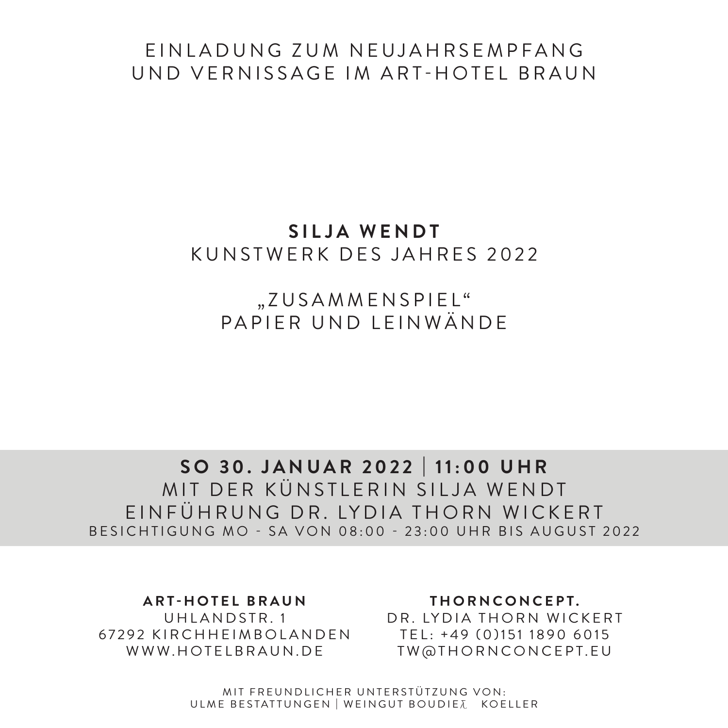EINLADUNG ZUM NEUJAHRSEMPFANG
UND VERNISSAGE IM ART-HOTEL BRAUN

**SILJA WENDT**
KUNSTWERK DES JAHRES 2022

„ZUSAMMENSPIEL“
PAPIER UND LEINWÄNDE

**SO 30. JANUAR 2022 | 11:00 UHR**
MIT DER KÜNSTLERIN SILJA WENDT
EINFÜHRUNG DR. LYDIA THORN WICKERT
BESICHTIGUNG MO - SA VON 08:00 - 23:00 UHR BIS AUGUST 2022

**ART-HOTEL BRAUN**
UHLANDSTR. 1
67292 KIRCHHEIMBOLANDEN
WWW.HOTELBRAUN.DE

**THORNCONCEPT.**
DR. LYDIA THORN WICKERT
TEL: +49 (0)151 1890 6015
TW@THORNCONCEPT.EU

MIT FREUNDLICHER UNTERSTÜTZUNG VON:
ULME BESTATTUNGEN | WEINGUT BOUDIER KOELLER